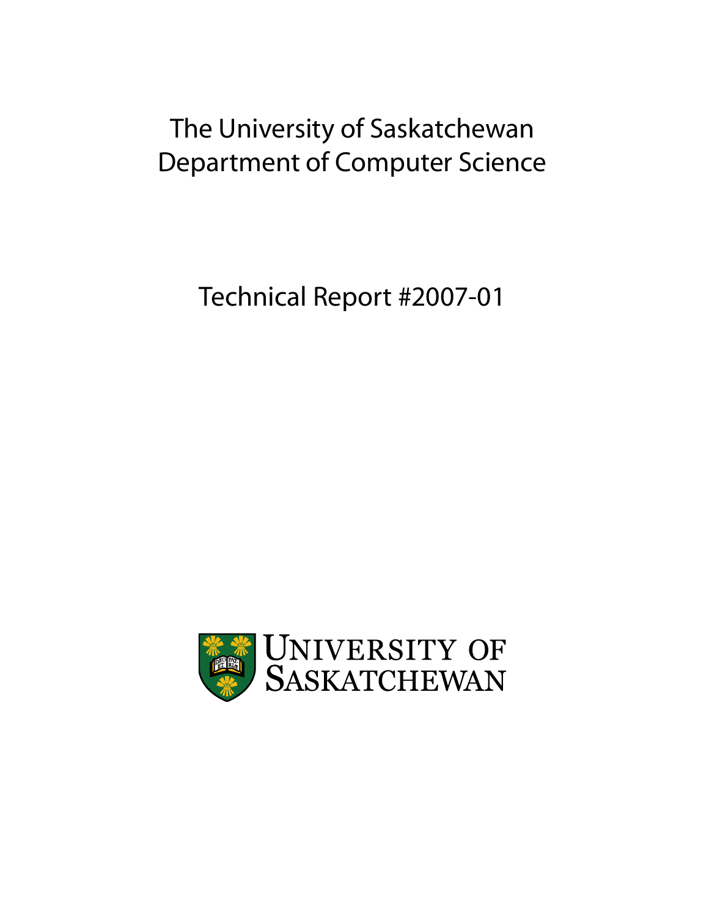The University of Saskatchewan
Department of Computer Science

Technical Report #2007-01

UNIVERSITY OF SASKATCHEWAN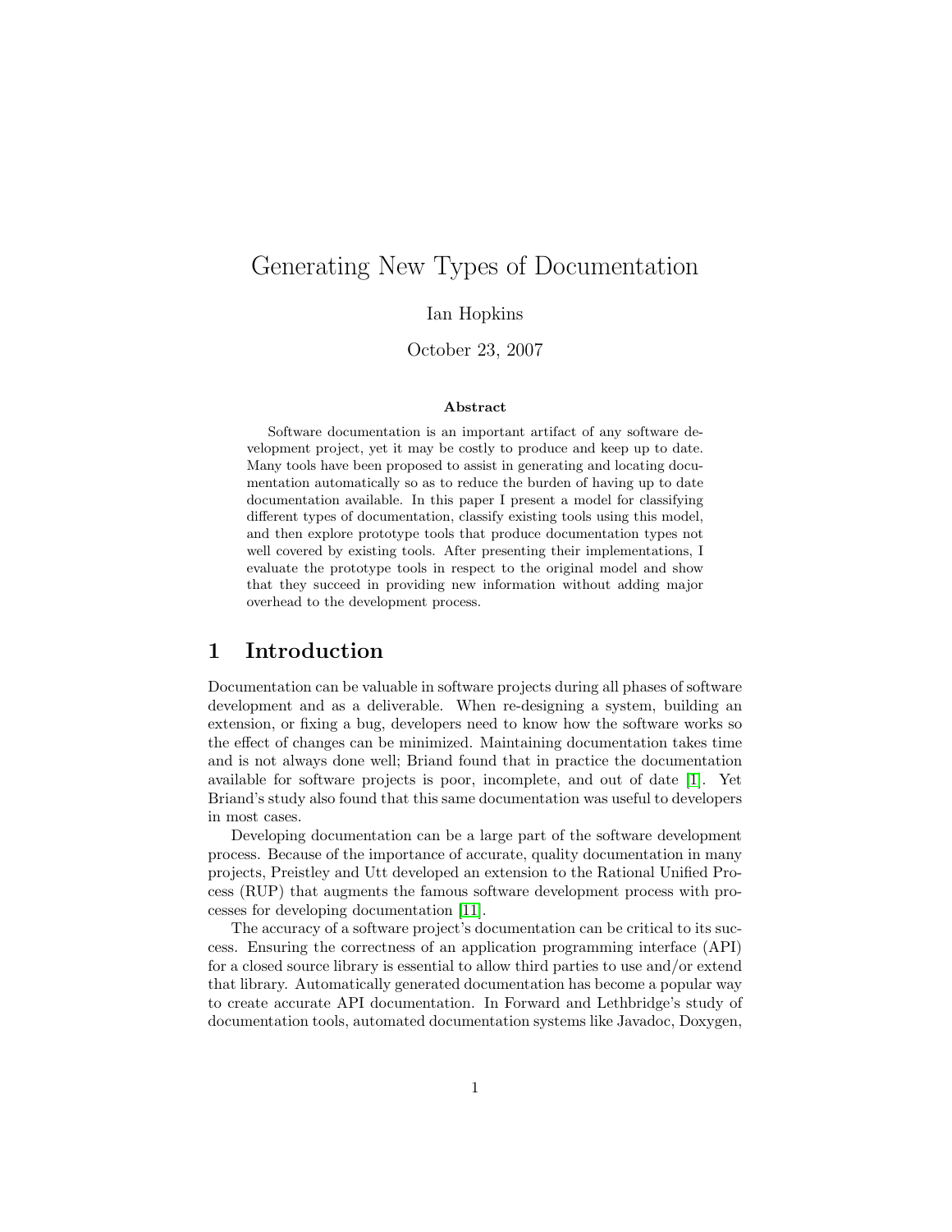# Generating New Types of Documentation

Ian Hopkins

October 23, 2007

**Abstract**

Software documentation is an important artifact of any software development project, yet it may be costly to produce and keep up to date. Many tools have been proposed to assist in generating and locating documentation automatically so as to reduce the burden of having up to date documentation available. In this paper I present a model for classifying different types of documentation, classify existing tools using this model, and then explore prototype tools that produce documentation types not well covered by existing tools. After presenting their implementations, I evaluate the prototype tools in respect to the original model and show that they succeed in providing new information without adding major overhead to the development process.

## 1 Introduction

Documentation can be valuable in software projects during all phases of software development and as a deliverable. When re-designing a system, building an extension, or fixing a bug, developers need to know how the software works so the effect of changes can be minimized. Maintaining documentation takes time and is not always done well; Briand found that in practice the documentation available for software projects is poor, incomplete, and out of date [1]. Yet Briand's study also found that this same documentation was useful to developers in most cases.

Developing documentation can be a large part of the software development process. Because of the importance of accurate, quality documentation in many projects, Preistley and Utt developed an extension to the Rational Unified Process (RUP) that augments the famous software development process with processes for developing documentation [11].

The accuracy of a software project's documentation can be critical to its success. Ensuring the correctness of an application programming interface (API) for a closed source library is essential to allow third parties to use and/or extend that library. Automatically generated documentation has become a popular way to create accurate API documentation. In Forward and Lethbridge's study of documentation tools, automated documentation systems like Javadoc, Doxygen,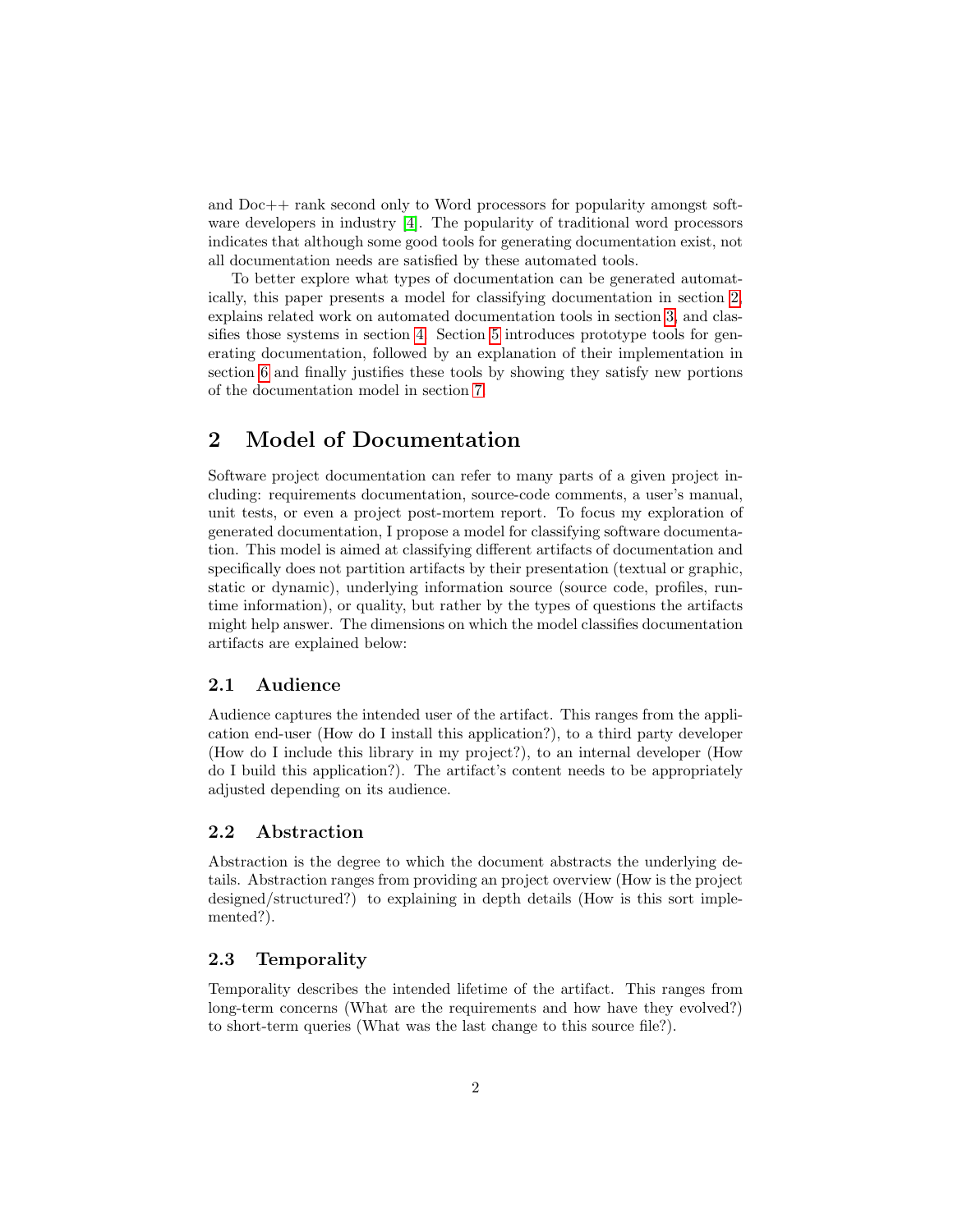and Doc++ rank second only to Word processors for popularity amongst software developers in industry [4]. The popularity of traditional word processors indicates that although some good tools for generating documentation exist, not all documentation needs are satisfied by these automated tools.

To better explore what types of documentation can be generated automatically, this paper presents a model for classifying documentation in section 2, explains related work on automated documentation tools in section 3, and classifies those systems in section 4. Section 5 introduces prototype tools for generating documentation, followed by an explanation of their implementation in section 6 and finally justifies these tools by showing they satisfy new portions of the documentation model in section 7.

## 2 Model of Documentation

Software project documentation can refer to many parts of a given project including: requirements documentation, source-code comments, a user's manual, unit tests, or even a project post-mortem report. To focus my exploration of generated documentation, I propose a model for classifying software documentation. This model is aimed at classifying different artifacts of documentation and specifically does not partition artifacts by their presentation (textual or graphic, static or dynamic), underlying information source (source code, profiles, runtime information), or quality, but rather by the types of questions the artifacts might help answer. The dimensions on which the model classifies documentation artifacts are explained below:

### 2.1 Audience

Audience captures the intended user of the artifact. This ranges from the application end-user (How do I install this application?), to a third party developer (How do I include this library in my project?), to an internal developer (How do I build this application?). The artifact's content needs to be appropriately adjusted depending on its audience.

### 2.2 Abstraction

Abstraction is the degree to which the document abstracts the underlying details. Abstraction ranges from providing an project overview (How is the project designed/structured?) to explaining in depth details (How is this sort implemented?).

### 2.3 Temporality

Temporality describes the intended lifetime of the artifact. This ranges from long-term concerns (What are the requirements and how have they evolved?) to short-term queries (What was the last change to this source file?).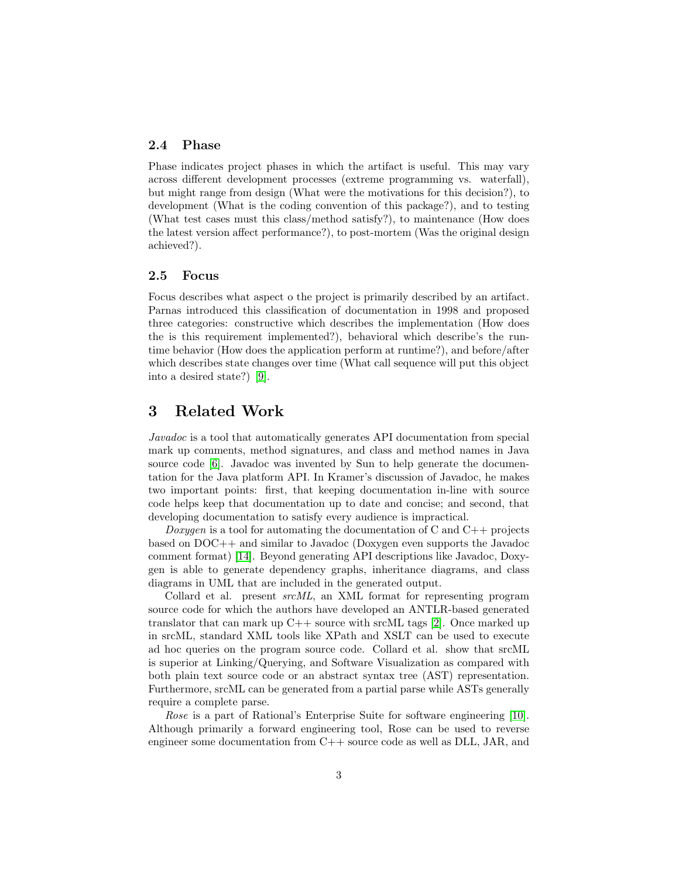### 2.4 Phase

Phase indicates project phases in which the artifact is useful. This may vary across different development processes (extreme programming vs. waterfall), but might range from design (What were the motivations for this decision?), to development (What is the coding convention of this package?), and to testing (What test cases must this class/method satisfy?), to maintenance (How does the latest version affect performance?), to post-mortem (Was the original design achieved?).

### 2.5 Focus

Focus describes what aspect o the project is primarily described by an artifact. Parnas introduced this classification of documentation in 1998 and proposed three categories: constructive which describes the implementation (How does the is this requirement implemented?), behavioral which describe's the run-time behavior (How does the application perform at runtime?), and before/after which describes state changes over time (What call sequence will put this object into a desired state?) [9].

## 3 Related Work

*Javadoc* is a tool that automatically generates API documentation from special mark up comments, method signatures, and class and method names in Java source code [6]. Javadoc was invented by Sun to help generate the documentation for the Java platform API. In Kramer's discussion of Javadoc, he makes two important points: first, that keeping documentation in-line with source code helps keep that documentation up to date and concise; and second, that developing documentation to satisfy every audience is impractical.

*Doxygen* is a tool for automating the documentation of C and C++ projects based on DOC++ and similar to Javadoc (Doxygen even supports the Javadoc comment format) [14]. Beyond generating API descriptions like Javadoc, Doxygen is able to generate dependency graphs, inheritance diagrams, and class diagrams in UML that are included in the generated output.

Collard et al. present *srcML*, an XML format for representing program source code for which the authors have developed an ANTLR-based generated translator that can mark up C++ source with srcML tags [2]. Once marked up in srcML, standard XML tools like XPath and XSLT can be used to execute ad hoc queries on the program source code. Collard et al. show that srcML is superior at Linking/Querying, and Software Visualization as compared with both plain text source code or an abstract syntax tree (AST) representation. Furthermore, srcML can be generated from a partial parse while ASTs generally require a complete parse.

*Rose* is a part of Rational's Enterprise Suite for software engineering [10]. Although primarily a forward engineering tool, Rose can be used to reverse engineer some documentation from C++ source code as well as DLL, JAR, and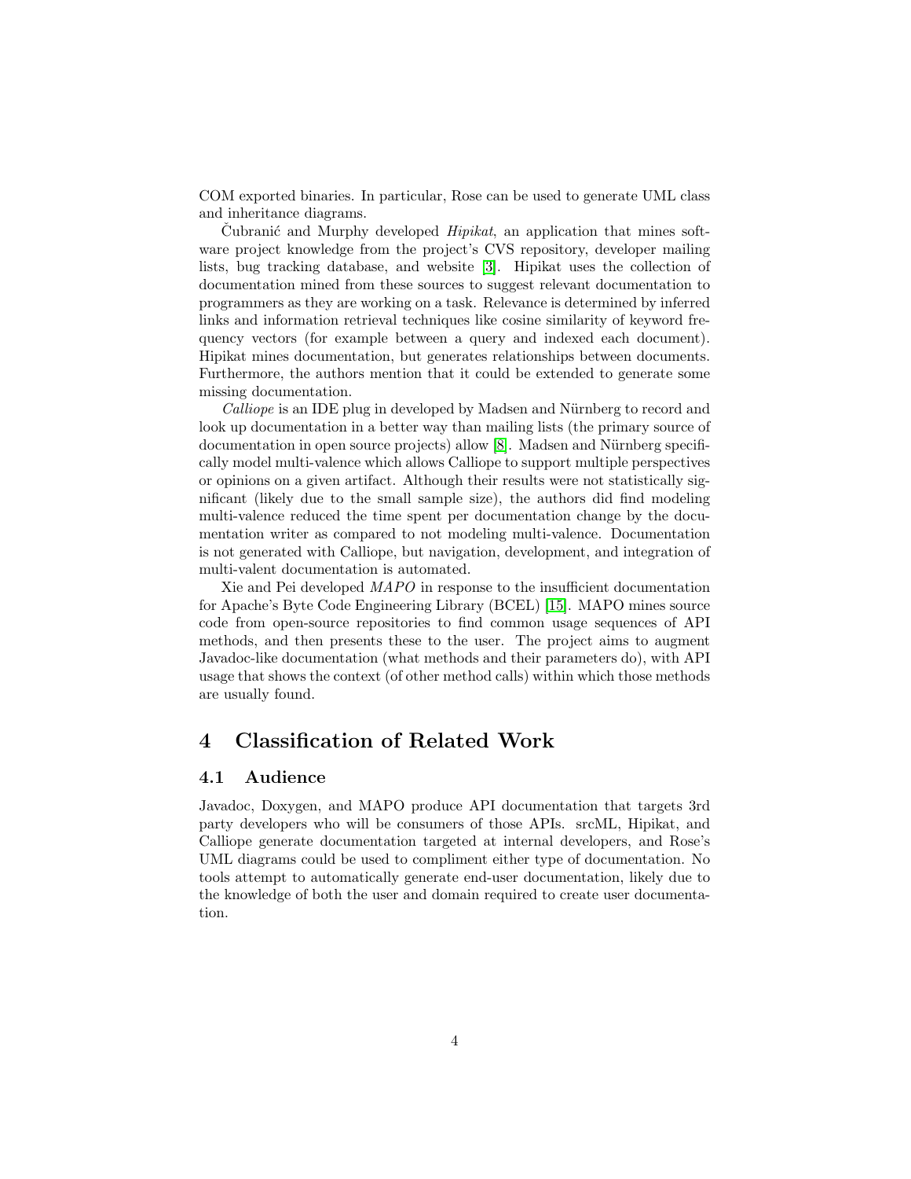COM exported binaries. In particular, Rose can be used to generate UML class and inheritance diagrams.

Čubranić and Murphy developed *Hipikat*, an application that mines software project knowledge from the project's CVS repository, developer mailing lists, bug tracking database, and website [3]. Hipikat uses the collection of documentation mined from these sources to suggest relevant documentation to programmers as they are working on a task. Relevance is determined by inferred links and information retrieval techniques like cosine similarity of keyword frequency vectors (for example between a query and indexed each document). Hipikat mines documentation, but generates relationships between documents. Furthermore, the authors mention that it could be extended to generate some missing documentation.

*Calliope* is an IDE plug in developed by Madsen and Nürnberg to record and look up documentation in a better way than mailing lists (the primary source of documentation in open source projects) allow [8]. Madsen and Nürnberg specifically model multi-valence which allows Calliope to support multiple perspectives or opinions on a given artifact. Although their results were not statistically significant (likely due to the small sample size), the authors did find modeling multi-valence reduced the time spent per documentation change by the documentation writer as compared to not modeling multi-valence. Documentation is not generated with Calliope, but navigation, development, and integration of multi-valent documentation is automated.

Xie and Pei developed *MAPO* in response to the insufficient documentation for Apache's Byte Code Engineering Library (BCEL) [15]. MAPO mines source code from open-source repositories to find common usage sequences of API methods, and then presents these to the user. The project aims to augment Javadoc-like documentation (what methods and their parameters do), with API usage that shows the context (of other method calls) within which those methods are usually found.

# 4 Classification of Related Work

## 4.1 Audience

Javadoc, Doxygen, and MAPO produce API documentation that targets 3rd party developers who will be consumers of those APIs. srcML, Hipikat, and Calliope generate documentation targeted at internal developers, and Rose's UML diagrams could be used to compliment either type of documentation. No tools attempt to automatically generate end-user documentation, likely due to the knowledge of both the user and domain required to create user documentation.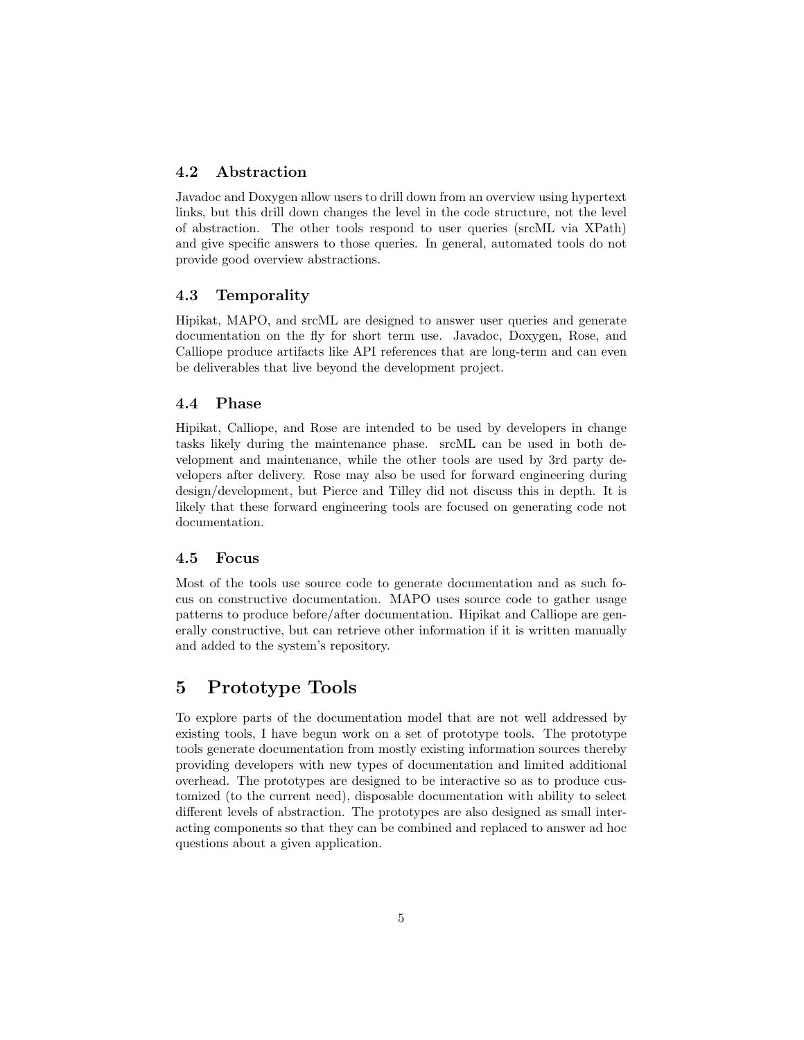### 4.2 Abstraction

Javadoc and Doxygen allow users to drill down from an overview using hypertext links, but this drill down changes the level in the code structure, not the level of abstraction. The other tools respond to user queries (srcML via XPath) and give specific answers to those queries. In general, automated tools do not provide good overview abstractions.

### 4.3 Temporality

Hipikat, MAPO, and srcML are designed to answer user queries and generate documentation on the fly for short term use. Javadoc, Doxygen, Rose, and Calliope produce artifacts like API references that are long-term and can even be deliverables that live beyond the development project.

### 4.4 Phase

Hipikat, Calliope, and Rose are intended to be used by developers in change tasks likely during the maintenance phase. srcML can be used in both development and maintenance, while the other tools are used by 3rd party developers after delivery. Rose may also be used for forward engineering during design/development, but Pierce and Tilley did not discuss this in depth. It is likely that these forward engineering tools are focused on generating code not documentation.

### 4.5 Focus

Most of the tools use source code to generate documentation and as such focus on constructive documentation. MAPO uses source code to gather usage patterns to produce before/after documentation. Hipikat and Calliope are generally constructive, but can retrieve other information if it is written manually and added to the system's repository.

## 5 Prototype Tools

To explore parts of the documentation model that are not well addressed by existing tools, I have begun work on a set of prototype tools. The prototype tools generate documentation from mostly existing information sources thereby providing developers with new types of documentation and limited additional overhead. The prototypes are designed to be interactive so as to produce customized (to the current need), disposable documentation with ability to select different levels of abstraction. The prototypes are also designed as small interacting components so that they can be combined and replaced to answer ad hoc questions about a given application.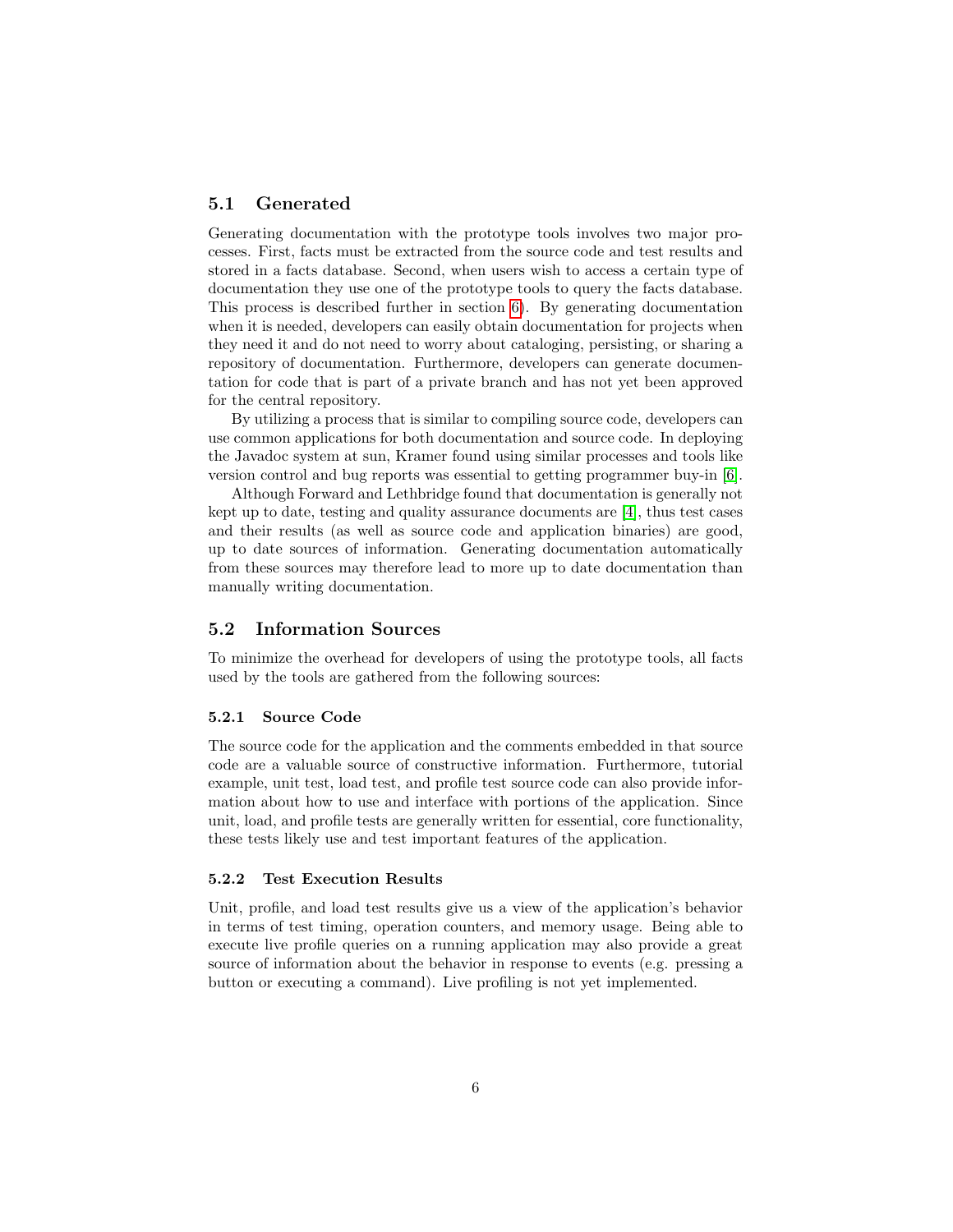## 5.1 Generated

Generating documentation with the prototype tools involves two major processes. First, facts must be extracted from the source code and test results and stored in a facts database. Second, when users wish to access a certain type of documentation they use one of the prototype tools to query the facts database. This process is described further in section 6). By generating documentation when it is needed, developers can easily obtain documentation for projects when they need it and do not need to worry about cataloging, persisting, or sharing a repository of documentation. Furthermore, developers can generate documentation for code that is part of a private branch and has not yet been approved for the central repository.

By utilizing a process that is similar to compiling source code, developers can use common applications for both documentation and source code. In deploying the Javadoc system at sun, Kramer found using similar processes and tools like version control and bug reports was essential to getting programmer buy-in [6].

Although Forward and Lethbridge found that documentation is generally not kept up to date, testing and quality assurance documents are [4], thus test cases and their results (as well as source code and application binaries) are good, up to date sources of information. Generating documentation automatically from these sources may therefore lead to more up to date documentation than manually writing documentation.

## 5.2 Information Sources

To minimize the overhead for developers of using the prototype tools, all facts used by the tools are gathered from the following sources:

### 5.2.1 Source Code

The source code for the application and the comments embedded in that source code are a valuable source of constructive information. Furthermore, tutorial example, unit test, load test, and profile test source code can also provide information about how to use and interface with portions of the application. Since unit, load, and profile tests are generally written for essential, core functionality, these tests likely use and test important features of the application.

### 5.2.2 Test Execution Results

Unit, profile, and load test results give us a view of the application's behavior in terms of test timing, operation counters, and memory usage. Being able to execute live profile queries on a running application may also provide a great source of information about the behavior in response to events (e.g. pressing a button or executing a command). Live profiling is not yet implemented.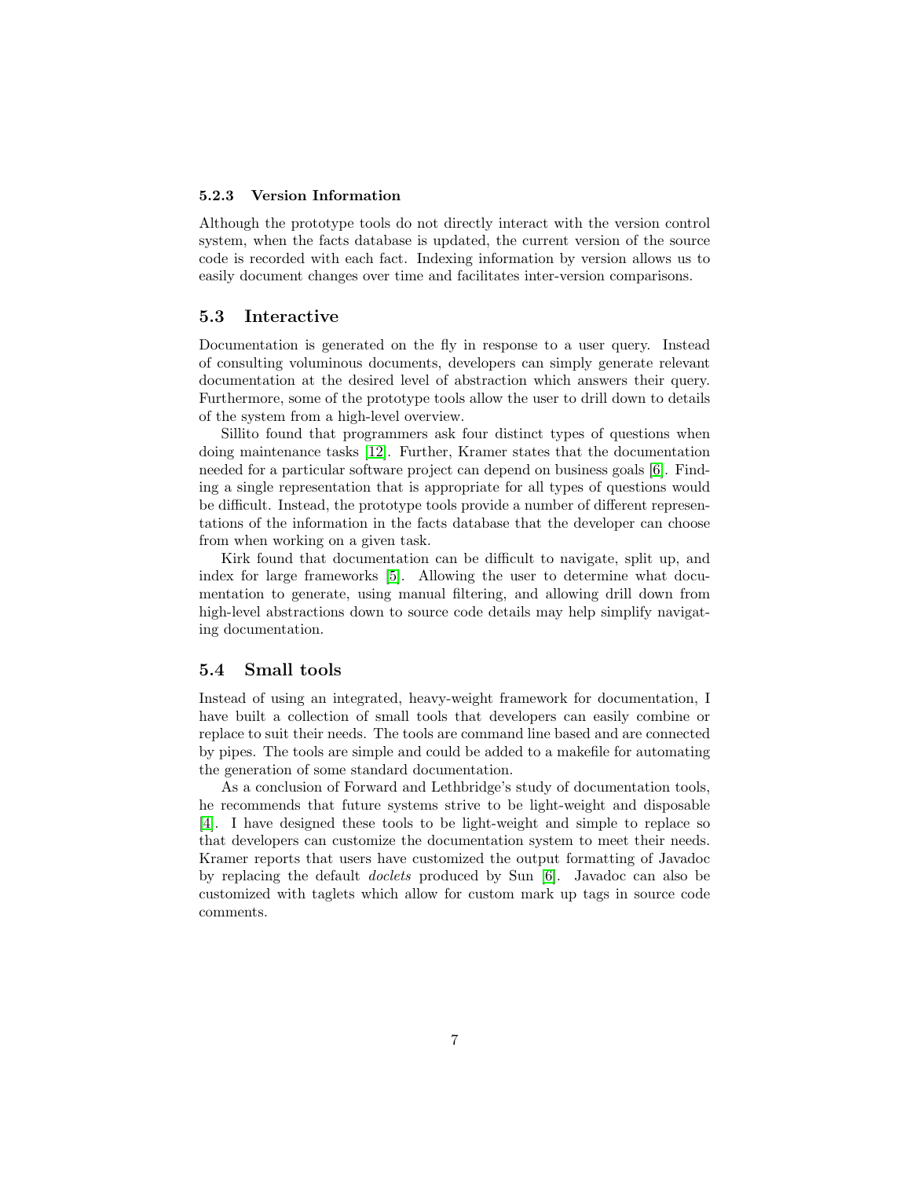#### 5.2.3 Version Information

Although the prototype tools do not directly interact with the version control system, when the facts database is updated, the current version of the source code is recorded with each fact. Indexing information by version allows us to easily document changes over time and facilitates inter-version comparisons.

### 5.3 Interactive

Documentation is generated on the fly in response to a user query. Instead of consulting voluminous documents, developers can simply generate relevant documentation at the desired level of abstraction which answers their query. Furthermore, some of the prototype tools allow the user to drill down to details of the system from a high-level overview.

Sillito found that programmers ask four distinct types of questions when doing maintenance tasks [12]. Further, Kramer states that the documentation needed for a particular software project can depend on business goals [6]. Finding a single representation that is appropriate for all types of questions would be difficult. Instead, the prototype tools provide a number of different representations of the information in the facts database that the developer can choose from when working on a given task.

Kirk found that documentation can be difficult to navigate, split up, and index for large frameworks [5]. Allowing the user to determine what documentation to generate, using manual filtering, and allowing drill down from high-level abstractions down to source code details may help simplify navigating documentation.

### 5.4 Small tools

Instead of using an integrated, heavy-weight framework for documentation, I have built a collection of small tools that developers can easily combine or replace to suit their needs. The tools are command line based and are connected by pipes. The tools are simple and could be added to a makefile for automating the generation of some standard documentation.

As a conclusion of Forward and Lethbridge's study of documentation tools, he recommends that future systems strive to be light-weight and disposable [4]. I have designed these tools to be light-weight and simple to replace so that developers can customize the documentation system to meet their needs. Kramer reports that users have customized the output formatting of Javadoc by replacing the default *doclets* produced by Sun [6]. Javadoc can also be customized with taglets which allow for custom mark up tags in source code comments.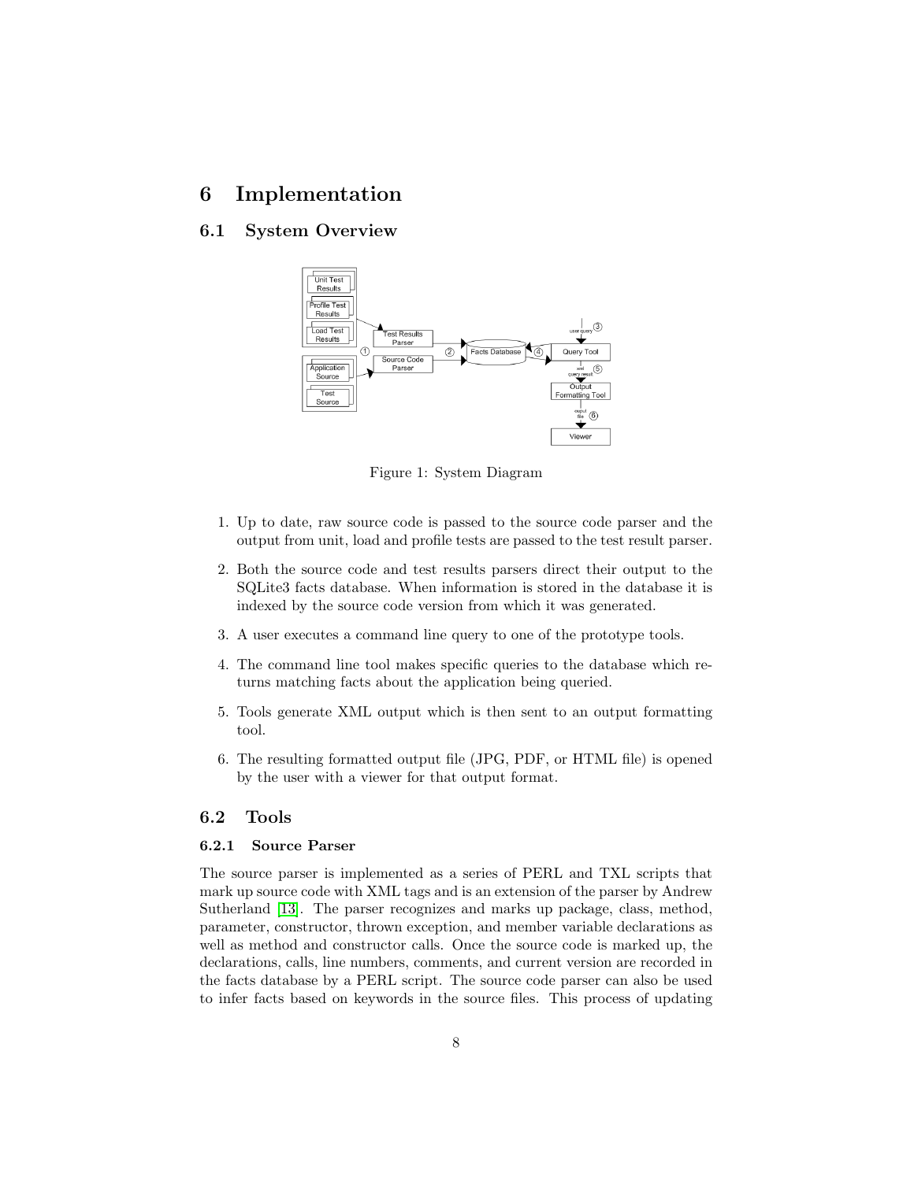# 6 Implementation

## 6.1 System Overview

Figure 1: System Diagram

1. Up to date, raw source code is passed to the source code parser and the output from unit, load and profile tests are passed to the test result parser.
2. Both the source code and test results parsers direct their output to the SQLite3 facts database. When information is stored in the database it is indexed by the source code version from which it was generated.
3. A user executes a command line query to one of the prototype tools.
4. The command line tool makes specific queries to the database which returns matching facts about the application being queried.
5. Tools generate XML output which is then sent to an output formatting tool.
6. The resulting formatted output file (JPG, PDF, or HTML file) is opened by the user with a viewer for that output format.

## 6.2 Tools

### 6.2.1 Source Parser

The source parser is implemented as a series of PERL and TXL scripts that mark up source code with XML tags and is an extension of the parser by Andrew Sutherland [13]. The parser recognizes and marks up package, class, method, parameter, constructor, thrown exception, and member variable declarations as well as method and constructor calls. Once the source code is marked up, the declarations, calls, line numbers, comments, and current version are recorded in the facts database by a PERL script. The source code parser can also be used to infer facts based on keywords in the source files. This process of updating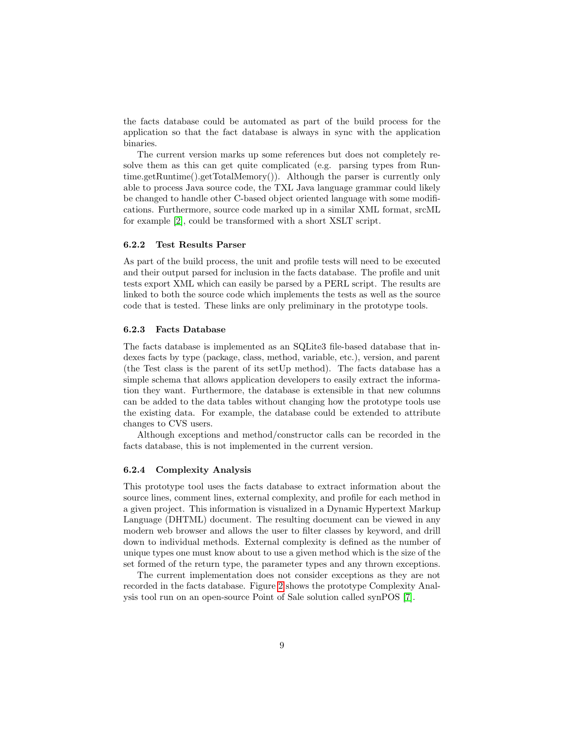the facts database could be automated as part of the build process for the application so that the fact database is always in sync with the application binaries.

The current version marks up some references but does not completely resolve them as this can get quite complicated (e.g. parsing types from Runtime.getRuntime().getTotalMemory()). Although the parser is currently only able to process Java source code, the TXL Java language grammar could likely be changed to handle other C-based object oriented language with some modifications. Furthermore, source code marked up in a similar XML format, srcML for example [2], could be transformed with a short XSLT script.

#### 6.2.2 Test Results Parser

As part of the build process, the unit and profile tests will need to be executed and their output parsed for inclusion in the facts database. The profile and unit tests export XML which can easily be parsed by a PERL script. The results are linked to both the source code which implements the tests as well as the source code that is tested. These links are only preliminary in the prototype tools.

#### 6.2.3 Facts Database

The facts database is implemented as an SQLite3 file-based database that indexes facts by type (package, class, method, variable, etc.), version, and parent (the Test class is the parent of its setUp method). The facts database has a simple schema that allows application developers to easily extract the information they want. Furthermore, the database is extensible in that new columns can be added to the data tables without changing how the prototype tools use the existing data. For example, the database could be extended to attribute changes to CVS users.

Although exceptions and method/constructor calls can be recorded in the facts database, this is not implemented in the current version.

#### 6.2.4 Complexity Analysis

This prototype tool uses the facts database to extract information about the source lines, comment lines, external complexity, and profile for each method in a given project. This information is visualized in a Dynamic Hypertext Markup Language (DHTML) document. The resulting document can be viewed in any modern web browser and allows the user to filter classes by keyword, and drill down to individual methods. External complexity is defined as the number of unique types one must know about to use a given method which is the size of the set formed of the return type, the parameter types and any thrown exceptions.

The current implementation does not consider exceptions as they are not recorded in the facts database. Figure 2 shows the prototype Complexity Analysis tool run on an open-source Point of Sale solution called synPOS [7].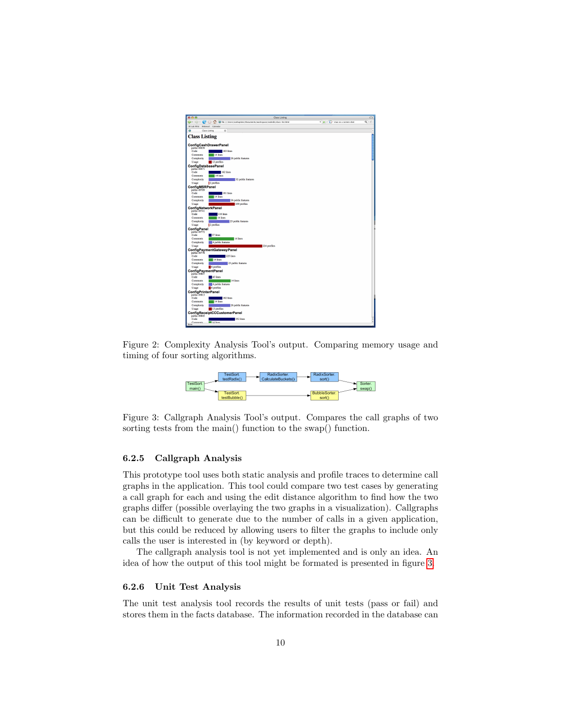Figure 2: Complexity Analysis Tool's output. Comparing memory usage and timing of four sorting algorithms.

Figure 3: Callgraph Analysis Tool's output. Compares the call graphs of two sorting tests from the main() function to the swap() function.

#### 6.2.5 Callgraph Analysis

This prototype tool uses both static analysis and profile traces to determine call graphs in the application. This tool could compare two test cases by generating a call graph for each and using the edit distance algorithm to find how the two graphs differ (possible overlaying the two graphs in a visualization). Callgraphs can be difficult to generate due to the number of calls in a given application, but this could be reduced by allowing users to filter the graphs to include only calls the user is interested in (by keyword or depth).

The callgraph analysis tool is not yet implemented and is only an idea. An idea of how the output of this tool might be formated is presented in figure 3.

#### 6.2.6 Unit Test Analysis

The unit test analysis tool records the results of unit tests (pass or fail) and stores them in the facts database. The information recorded in the database can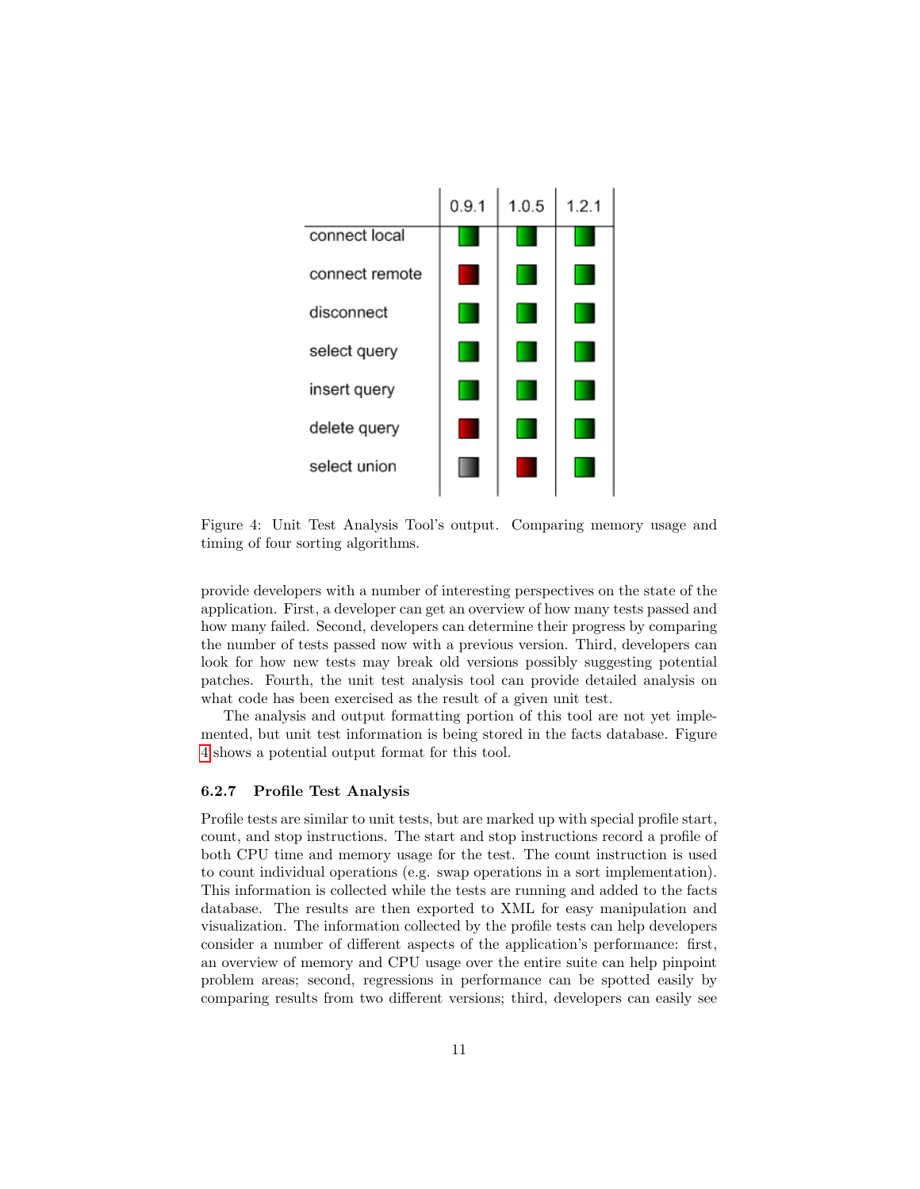| | 0.9.1 | 1.0.5 | 1.2.1 |
|---|---|---|---|
| connect local | green | green | green |
| connect remote | red | green | green |
| disconnect | green | green | green |
| select query | green | green | green |
| insert query | green | green | green |
| delete query | red | green | green |
| select union | gray | red | green |

Figure 4: Unit Test Analysis Tool's output. Comparing memory usage and timing of four sorting algorithms.

provide developers with a number of interesting perspectives on the state of the application. First, a developer can get an overview of how many tests passed and how many failed. Second, developers can determine their progress by comparing the number of tests passed now with a previous version. Third, developers can look for how new tests may break old versions possibly suggesting potential patches. Fourth, the unit test analysis tool can provide detailed analysis on what code has been exercised as the result of a given unit test.

The analysis and output formatting portion of this tool are not yet implemented, but unit test information is being stored in the facts database. Figure 4 shows a potential output format for this tool.

#### 6.2.7 Profile Test Analysis

Profile tests are similar to unit tests, but are marked up with special profile start, count, and stop instructions. The start and stop instructions record a profile of both CPU time and memory usage for the test. The count instruction is used to count individual operations (e.g. swap operations in a sort implementation). This information is collected while the tests are running and added to the facts database. The results are then exported to XML for easy manipulation and visualization. The information collected by the profile tests can help developers consider a number of different aspects of the application's performance: first, an overview of memory and CPU usage over the entire suite can help pinpoint problem areas; second, regressions in performance can be spotted easily by comparing results from two different versions; third, developers can easily see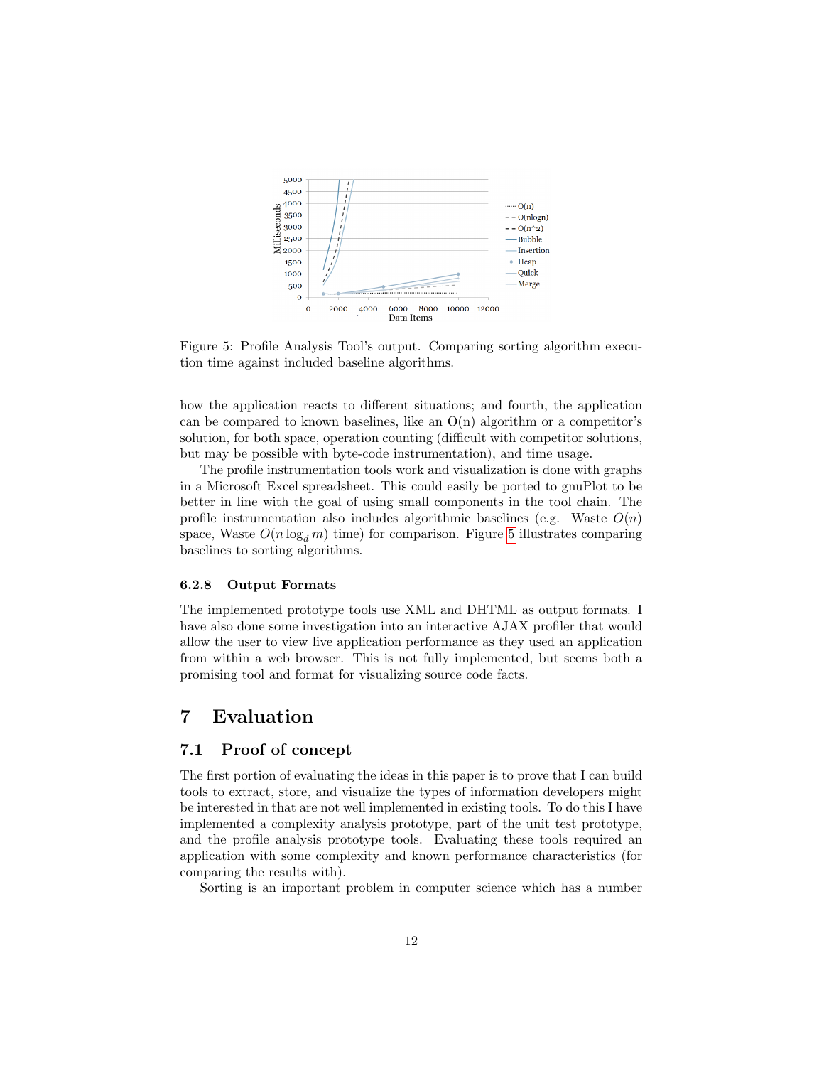Figure 5: Profile Analysis Tool's output. Comparing sorting algorithm execution time against included baseline algorithms.

how the application reacts to different situations; and fourth, the application can be compared to known baselines, like an O(n) algorithm or a competitor's solution, for both space, operation counting (difficult with competitor solutions, but may be possible with byte-code instrumentation), and time usage.

The profile instrumentation tools work and visualization is done with graphs in a Microsoft Excel spreadsheet. This could easily be ported to gnuPlot to be better in line with the goal of using small components in the tool chain. The profile instrumentation also includes algorithmic baselines (e.g. Waste $O(n)$ space, Waste $O(n \log_d m)$ time) for comparison. Figure 5 illustrates comparing baselines to sorting algorithms.

#### 6.2.8 Output Formats

The implemented prototype tools use XML and DHTML as output formats. I have also done some investigation into an interactive AJAX profiler that would allow the user to view live application performance as they used an application from within a web browser. This is not fully implemented, but seems both a promising tool and format for visualizing source code facts.

# 7 Evaluation

## 7.1 Proof of concept

The first portion of evaluating the ideas in this paper is to prove that I can build tools to extract, store, and visualize the types of information developers might be interested in that are not well implemented in existing tools. To do this I have implemented a complexity analysis prototype, part of the unit test prototype, and the profile analysis prototype tools. Evaluating these tools required an application with some complexity and known performance characteristics (for comparing the results with).

Sorting is an important problem in computer science which has a number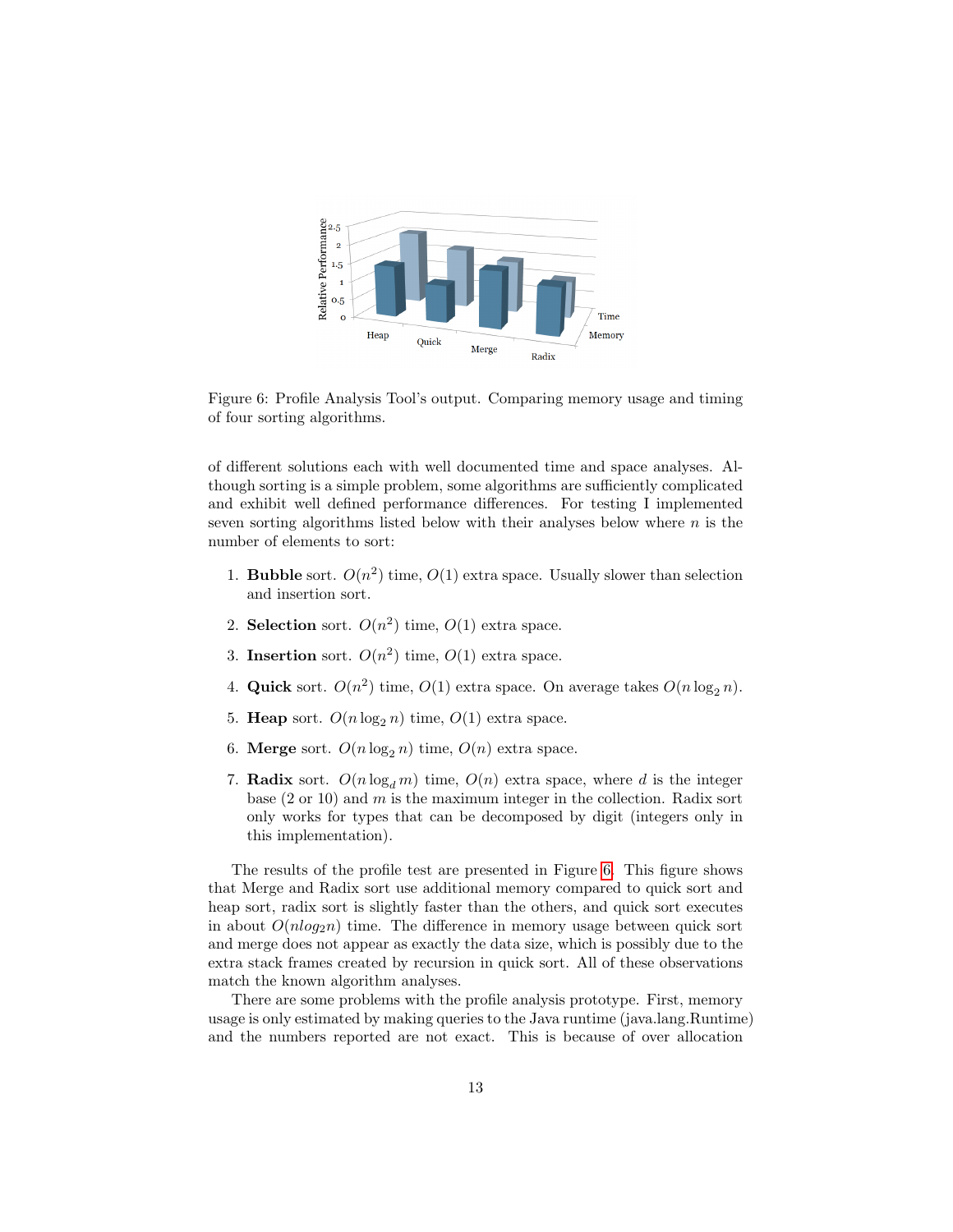Figure 6: Profile Analysis Tool's output. Comparing memory usage and timing of four sorting algorithms.

of different solutions each with well documented time and space analyses. Although sorting is a simple problem, some algorithms are sufficiently complicated and exhibit well defined performance differences. For testing I implemented seven sorting algorithms listed below with their analyses below where $n$ is the number of elements to sort:

1. **Bubble** sort. $O(n^2)$ time, $O(1)$ extra space. Usually slower than selection and insertion sort.
2. **Selection** sort. $O(n^2)$ time, $O(1)$ extra space.
3. **Insertion** sort. $O(n^2)$ time, $O(1)$ extra space.
4. **Quick** sort. $O(n^2)$ time, $O(1)$ extra space. On average takes $O(n \log_2 n)$.
5. **Heap** sort. $O(n \log_2 n)$ time, $O(1)$ extra space.
6. **Merge** sort. $O(n \log_2 n)$ time, $O(n)$ extra space.
7. **Radix** sort. $O(n \log_d m)$ time, $O(n)$ extra space, where $d$ is the integer base (2 or 10) and $m$ is the maximum integer in the collection. Radix sort only works for types that can be decomposed by digit (integers only in this implementation).

The results of the profile test are presented in Figure 6. This figure shows that Merge and Radix sort use additional memory compared to quick sort and heap sort, radix sort is slightly faster than the others, and quick sort executes in about $O(nlog_2n)$ time. The difference in memory usage between quick sort and merge does not appear as exactly the data size, which is possibly due to the extra stack frames created by recursion in quick sort. All of these observations match the known algorithm analyses.

There are some problems with the profile analysis prototype. First, memory usage is only estimated by making queries to the Java runtime (java.lang.Runtime) and the numbers reported are not exact. This is because of over allocation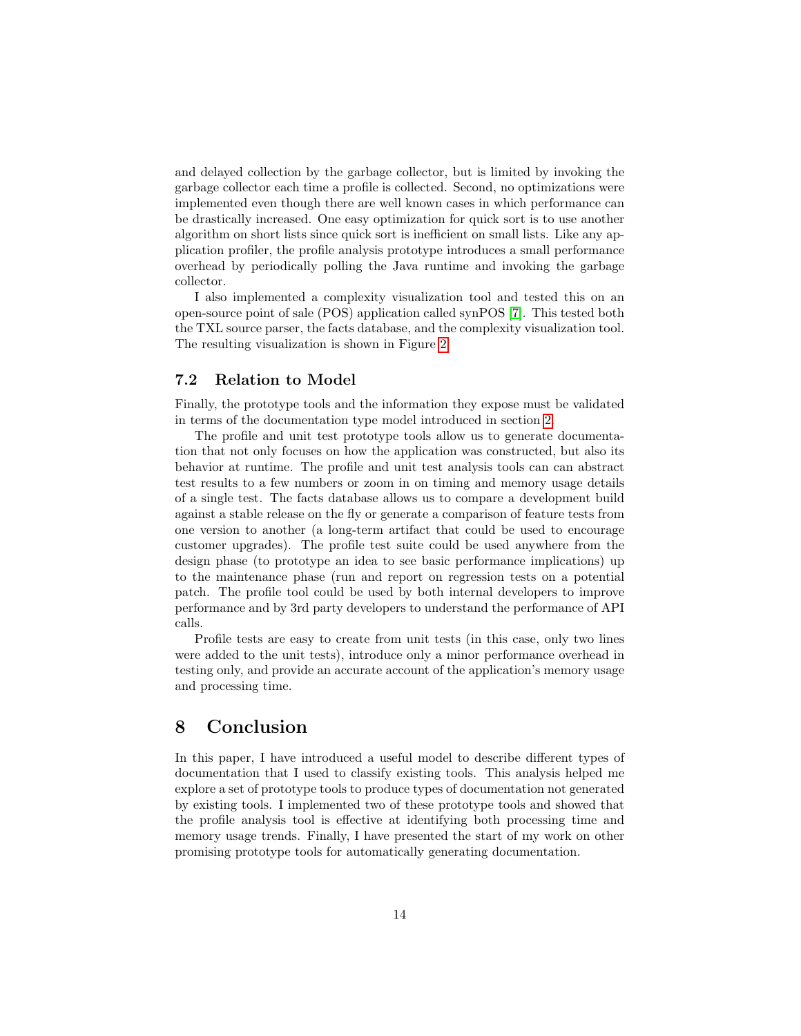and delayed collection by the garbage collector, but is limited by invoking the garbage collector each time a profile is collected. Second, no optimizations were implemented even though there are well known cases in which performance can be drastically increased. One easy optimization for quick sort is to use another algorithm on short lists since quick sort is inefficient on small lists. Like any application profiler, the profile analysis prototype introduces a small performance overhead by periodically polling the Java runtime and invoking the garbage collector.

I also implemented a complexity visualization tool and tested this on an open-source point of sale (POS) application called synPOS [7]. This tested both the TXL source parser, the facts database, and the complexity visualization tool. The resulting visualization is shown in Figure 2.

### 7.2 Relation to Model

Finally, the prototype tools and the information they expose must be validated in terms of the documentation type model introduced in section 2.

The profile and unit test prototype tools allow us to generate documentation that not only focuses on how the application was constructed, but also its behavior at runtime. The profile and unit test analysis tools can can abstract test results to a few numbers or zoom in on timing and memory usage details of a single test. The facts database allows us to compare a development build against a stable release on the fly or generate a comparison of feature tests from one version to another (a long-term artifact that could be used to encourage customer upgrades). The profile test suite could be used anywhere from the design phase (to prototype an idea to see basic performance implications) up to the maintenance phase (run and report on regression tests on a potential patch. The profile tool could be used by both internal developers to improve performance and by 3rd party developers to understand the performance of API calls.

Profile tests are easy to create from unit tests (in this case, only two lines were added to the unit tests), introduce only a minor performance overhead in testing only, and provide an accurate account of the application's memory usage and processing time.

## 8 Conclusion

In this paper, I have introduced a useful model to describe different types of documentation that I used to classify existing tools. This analysis helped me explore a set of prototype tools to produce types of documentation not generated by existing tools. I implemented two of these prototype tools and showed that the profile analysis tool is effective at identifying both processing time and memory usage trends. Finally, I have presented the start of my work on other promising prototype tools for automatically generating documentation.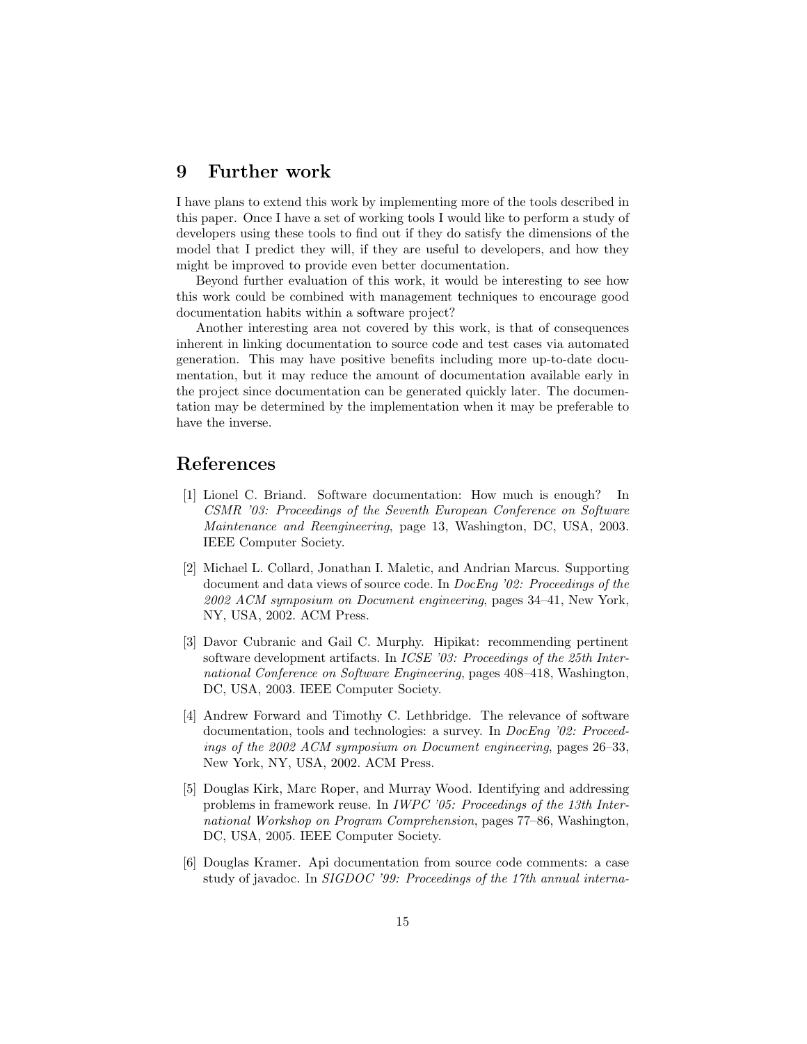## 9 Further work

I have plans to extend this work by implementing more of the tools described in this paper. Once I have a set of working tools I would like to perform a study of developers using these tools to find out if they do satisfy the dimensions of the model that I predict they will, if they are useful to developers, and how they might be improved to provide even better documentation.

Beyond further evaluation of this work, it would be interesting to see how this work could be combined with management techniques to encourage good documentation habits within a software project?

Another interesting area not covered by this work, is that of consequences inherent in linking documentation to source code and test cases via automated generation. This may have positive benefits including more up-to-date documentation, but it may reduce the amount of documentation available early in the project since documentation can be generated quickly later. The documentation may be determined by the implementation when it may be preferable to have the inverse.

## References

[1] Lionel C. Briand. Software documentation: How much is enough? In *CSMR '03: Proceedings of the Seventh European Conference on Software Maintenance and Reengineering*, page 13, Washington, DC, USA, 2003. IEEE Computer Society.

[2] Michael L. Collard, Jonathan I. Maletic, and Andrian Marcus. Supporting document and data views of source code. In *DocEng '02: Proceedings of the 2002 ACM symposium on Document engineering*, pages 34–41, New York, NY, USA, 2002. ACM Press.

[3] Davor Cubranic and Gail C. Murphy. Hipikat: recommending pertinent software development artifacts. In *ICSE '03: Proceedings of the 25th International Conference on Software Engineering*, pages 408–418, Washington, DC, USA, 2003. IEEE Computer Society.

[4] Andrew Forward and Timothy C. Lethbridge. The relevance of software documentation, tools and technologies: a survey. In *DocEng '02: Proceedings of the 2002 ACM symposium on Document engineering*, pages 26–33, New York, NY, USA, 2002. ACM Press.

[5] Douglas Kirk, Marc Roper, and Murray Wood. Identifying and addressing problems in framework reuse. In *IWPC '05: Proceedings of the 13th International Workshop on Program Comprehension*, pages 77–86, Washington, DC, USA, 2005. IEEE Computer Society.

[6] Douglas Kramer. Api documentation from source code comments: a case study of javadoc. In *SIGDOC '99: Proceedings of the 17th annual interna-*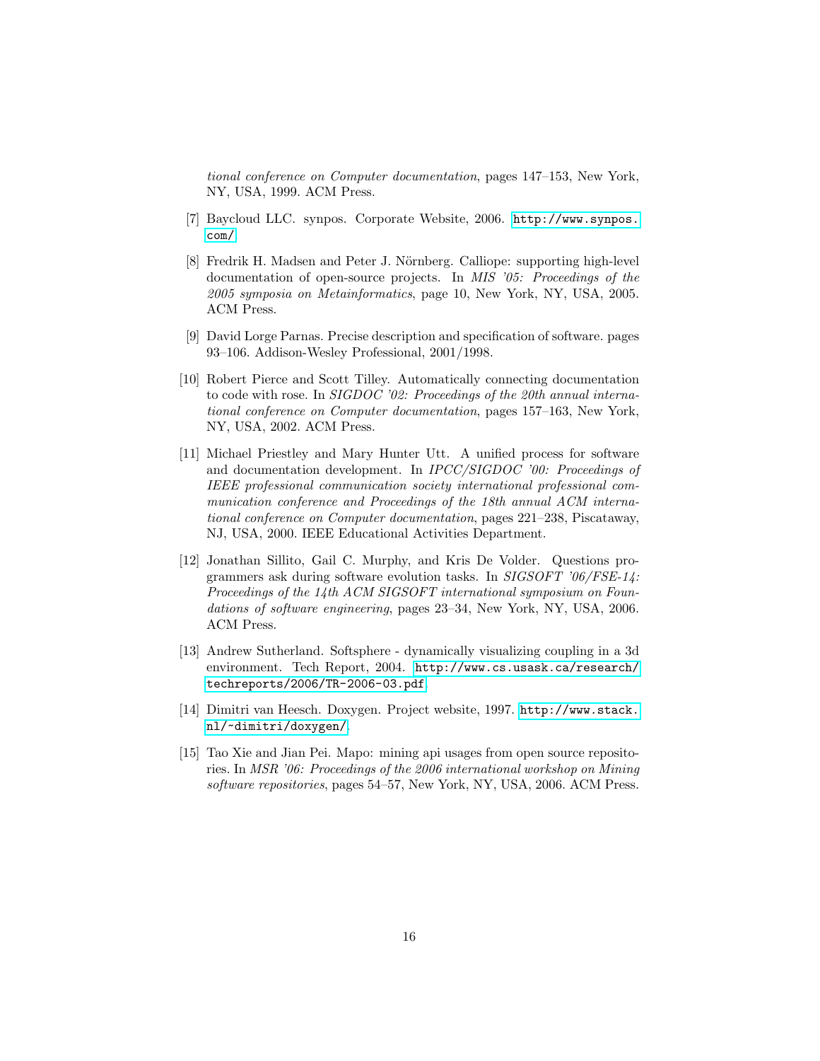*tional conference on Computer documentation*, pages 147–153, New York, NY, USA, 1999. ACM Press.

[7] Baycloud LLC. synpos. Corporate Website, 2006. http://www.synpos.com/

[8] Fredrik H. Madsen and Peter J. Nörnberg. Calliope: supporting high-level documentation of open-source projects. In *MIS '05: Proceedings of the 2005 symposia on Metainformatics*, page 10, New York, NY, USA, 2005. ACM Press.

[9] David Lorge Parnas. Precise description and specification of software. pages 93–106. Addison-Wesley Professional, 2001/1998.

[10] Robert Pierce and Scott Tilley. Automatically connecting documentation to code with rose. In *SIGDOC '02: Proceedings of the 20th annual international conference on Computer documentation*, pages 157–163, New York, NY, USA, 2002. ACM Press.

[11] Michael Priestley and Mary Hunter Utt. A unified process for software and documentation development. In *IPCC/SIGDOC '00: Proceedings of IEEE professional communication society international professional communication conference and Proceedings of the 18th annual ACM international conference on Computer documentation*, pages 221–238, Piscataway, NJ, USA, 2000. IEEE Educational Activities Department.

[12] Jonathan Sillito, Gail C. Murphy, and Kris De Volder. Questions programmers ask during software evolution tasks. In *SIGSOFT '06/FSE-14: Proceedings of the 14th ACM SIGSOFT international symposium on Foundations of software engineering*, pages 23–34, New York, NY, USA, 2006. ACM Press.

[13] Andrew Sutherland. Softsphere - dynamically visualizing coupling in a 3d environment. Tech Report, 2004. http://www.cs.usask.ca/research/techreports/2006/TR-2006-03.pdf.

[14] Dimitri van Heesch. Doxygen. Project website, 1997. http://www.stack.nl/~dimitri/doxygen/.

[15] Tao Xie and Jian Pei. Mapo: mining api usages from open source repositories. In *MSR '06: Proceedings of the 2006 international workshop on Mining software repositories*, pages 54–57, New York, NY, USA, 2006. ACM Press.